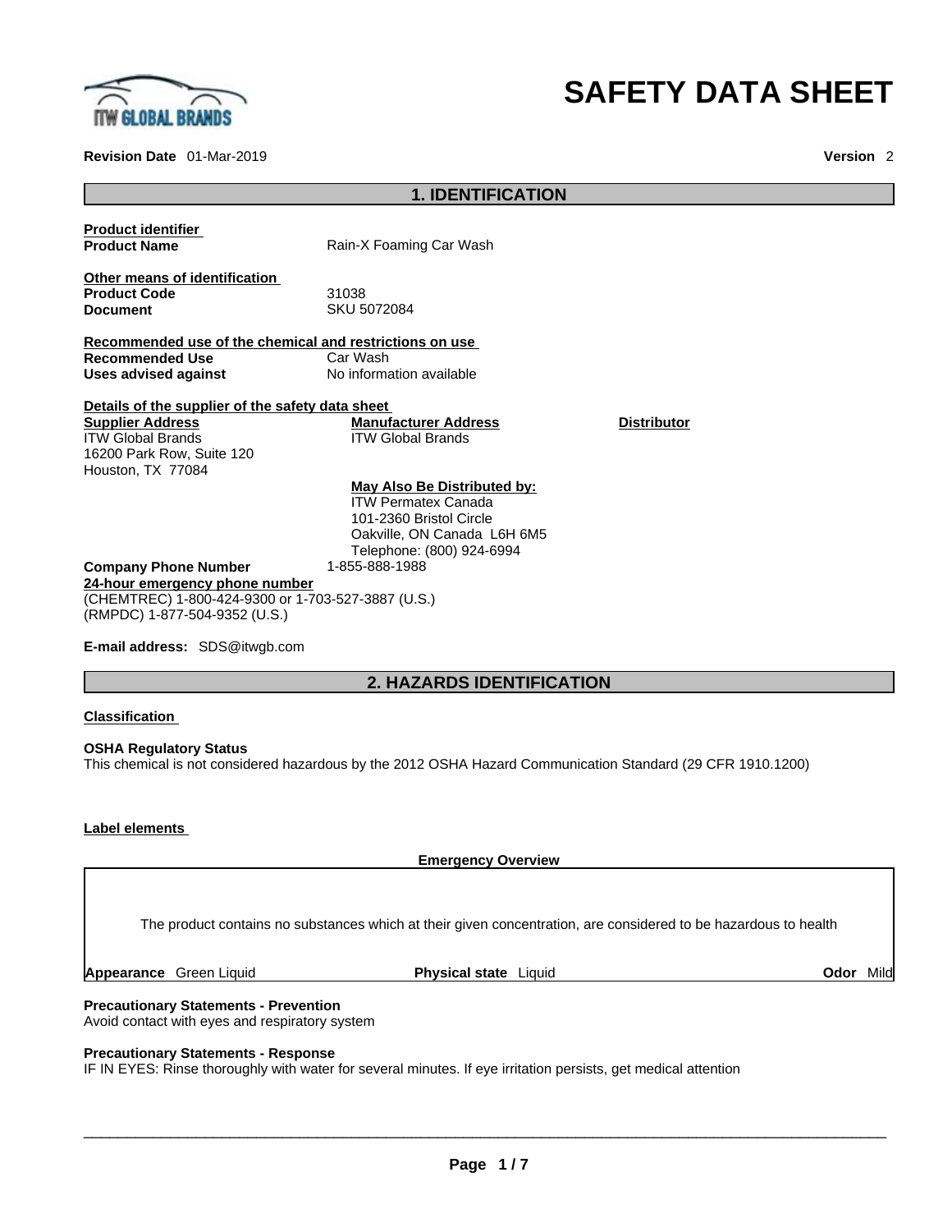# SAFETY DATA SHEET

**Revision Date** 01-Mar-2019 **Version** 2

## 1. IDENTIFICATION

**Product identifier**

**Product Name** Rain-X Foaming Car Wash

**Other means of identification**

**Product Code** 31038

**Document** SKU 5072084

**Recommended use of the chemical and restrictions on use**

**Recommended Use** Car Wash

**Uses advised against** No information available

**Details of the supplier of the safety data sheet**

**Supplier Address**
ITW Global Brands
16200 Park Row, Suite 120
Houston, TX 77084

**Manufacturer Address**
ITW Global Brands

**May Also Be Distributed by:**
ITW Permatex Canada
101-2360 Bristol Circle
Oakville, ON Canada L6H 6M5
Telephone: (800) 924-6994

**Distributor**

**Company Phone Number** 1-855-888-1988

**24-hour emergency phone number**
(CHEMTREC) 1-800-424-9300 or 1-703-527-3887 (U.S.)
(RMPDC) 1-877-504-9352 (U.S.)

**E-mail address:** SDS@itwgb.com

## 2. HAZARDS IDENTIFICATION

**Classification**

**OSHA Regulatory Status**
This chemical is not considered hazardous by the 2012 OSHA Hazard Communication Standard (29 CFR 1910.1200)

**Label elements**

**Emergency Overview**

The product contains no substances which at their given concentration, are considered to be hazardous to health

**Appearance** Green Liquid **Physical state** Liquid **Odor** Mild

**Precautionary Statements - Prevention**
Avoid contact with eyes and respiratory system

**Precautionary Statements - Response**
IF IN EYES: Rinse thoroughly with water for several minutes. If eye irritation persists, get medical attention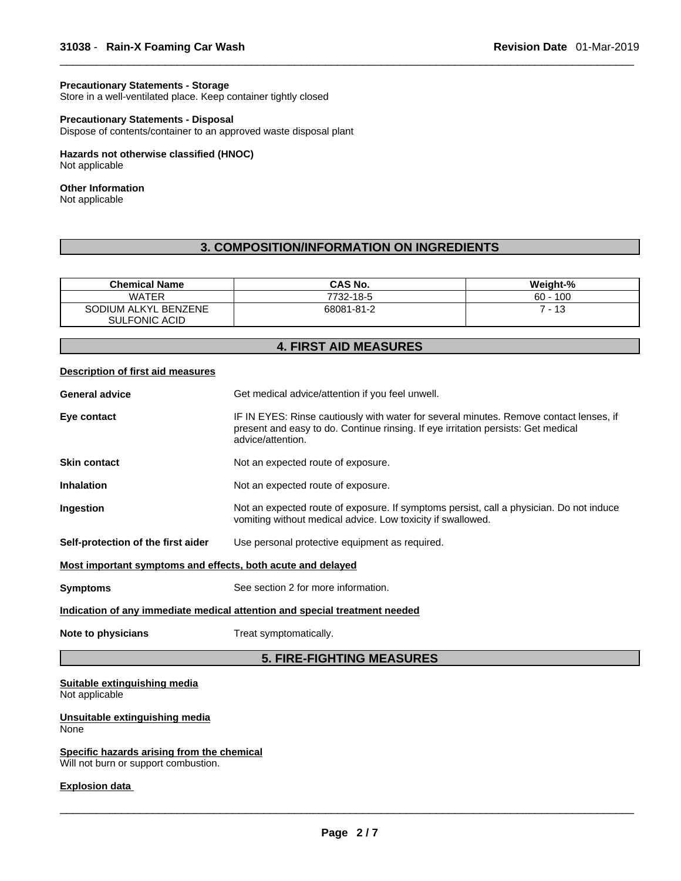**Precautionary Statements - Storage**
Store in a well-ventilated place. Keep container tightly closed

**Precautionary Statements - Disposal**
Dispose of contents/container to an approved waste disposal plant

**Hazards not otherwise classified (HNOC)**
Not applicable

**Other Information**
Not applicable

## 3. COMPOSITION/INFORMATION ON INGREDIENTS

| Chemical Name | CAS No. | Weight-% |
| --- | --- | --- |
| WATER | 7732-18-5 | 60 - 100 |
| SODIUM ALKYL BENZENE SULFONIC ACID | 68081-81-2 | 7 - 13 |

## 4. FIRST AID MEASURES

**Description of first aid measures**

**General advice**: Get medical advice/attention if you feel unwell.

**Eye contact**: IF IN EYES: Rinse cautiously with water for several minutes. Remove contact lenses, if present and easy to do. Continue rinsing. If eye irritation persists: Get medical advice/attention.

**Skin contact**: Not an expected route of exposure.

**Inhalation**: Not an expected route of exposure.

**Ingestion**: Not an expected route of exposure. If symptoms persist, call a physician. Do not induce vomiting without medical advice. Low toxicity if swallowed.

**Self-protection of the first aider**: Use personal protective equipment as required.

**Most important symptoms and effects, both acute and delayed**

**Symptoms**: See section 2 for more information.

**Indication of any immediate medical attention and special treatment needed**

**Note to physicians**: Treat symptomatically.

## 5. FIRE-FIGHTING MEASURES

**Suitable extinguishing media**
Not applicable

**Unsuitable extinguishing media**
None

**Specific hazards arising from the chemical**
Will not burn or support combustion.

**Explosion data**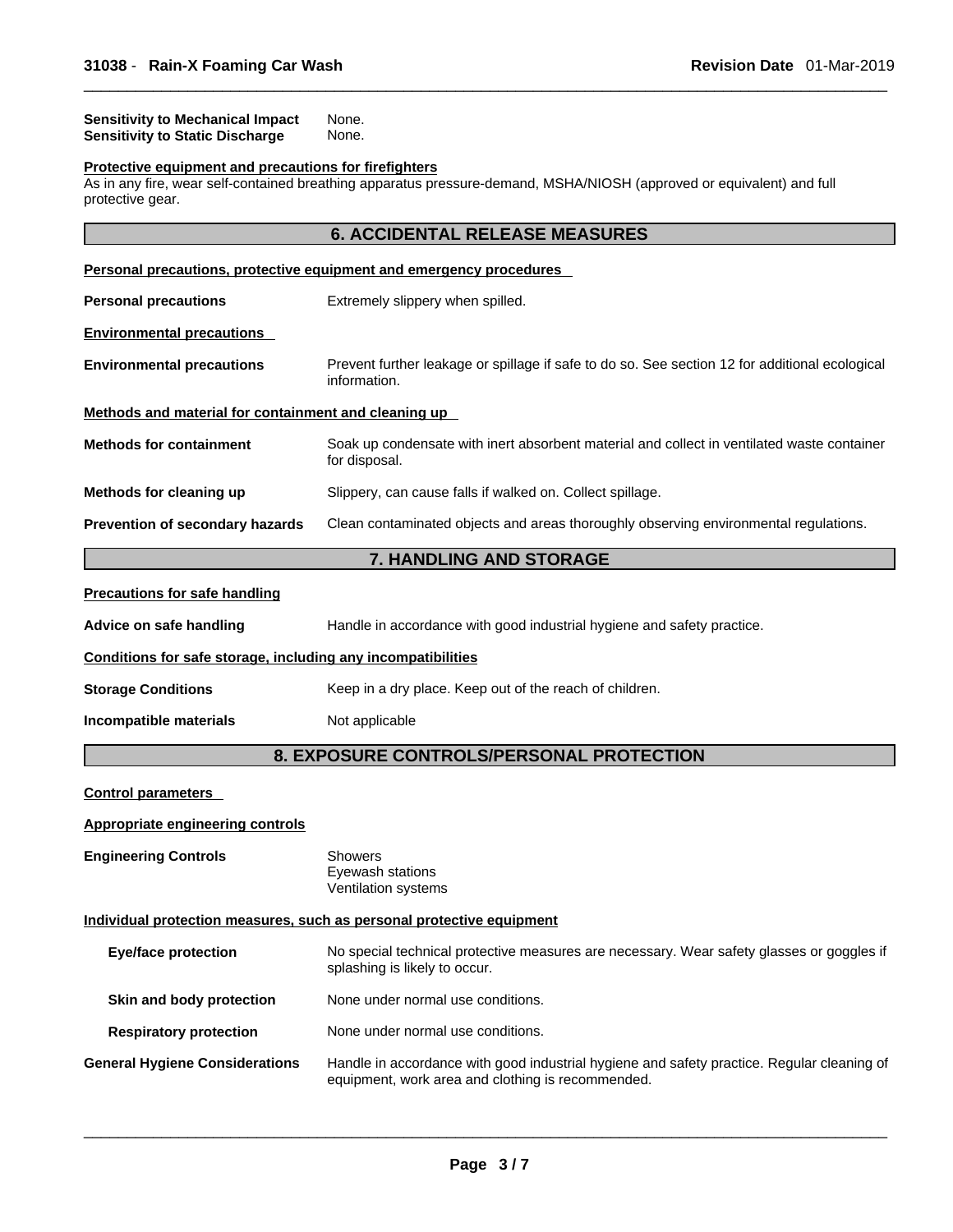**Sensitivity to Mechanical Impact** None.
**Sensitivity to Static Discharge** None.

**Protective equipment and precautions for firefighters**
As in any fire, wear self-contained breathing apparatus pressure-demand, MSHA/NIOSH (approved or equivalent) and full protective gear.

## 6. ACCIDENTAL RELEASE MEASURES

**Personal precautions, protective equipment and emergency procedures**

**Personal precautions** Extremely slippery when spilled.

**Environmental precautions**

**Environmental precautions** Prevent further leakage or spillage if safe to do so. See section 12 for additional ecological information.

**Methods and material for containment and cleaning up**

**Methods for containment** Soak up condensate with inert absorbent material and collect in ventilated waste container for disposal.

**Methods for cleaning up** Slippery, can cause falls if walked on. Collect spillage.

**Prevention of secondary hazards** Clean contaminated objects and areas thoroughly observing environmental regulations.

## 7. HANDLING AND STORAGE

**Precautions for safe handling**

**Advice on safe handling** Handle in accordance with good industrial hygiene and safety practice.

**Conditions for safe storage, including any incompatibilities**

**Storage Conditions** Keep in a dry place. Keep out of the reach of children.

**Incompatible materials** Not applicable

## 8. EXPOSURE CONTROLS/PERSONAL PROTECTION

**Control parameters**

**Appropriate engineering controls**

**Engineering Controls** Showers
Eyewash stations
Ventilation systems

**Individual protection measures, such as personal protective equipment**

**Eye/face protection** No special technical protective measures are necessary. Wear safety glasses or goggles if splashing is likely to occur.

**Skin and body protection** None under normal use conditions.

**Respiratory protection** None under normal use conditions.

**General Hygiene Considerations** Handle in accordance with good industrial hygiene and safety practice. Regular cleaning of equipment, work area and clothing is recommended.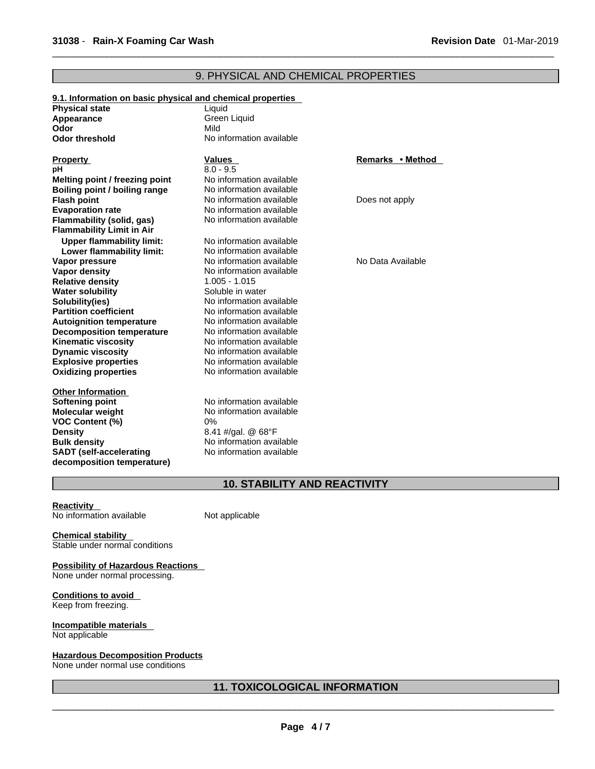## 9. PHYSICAL AND CHEMICAL PROPERTIES

### 9.1. Information on basic physical and chemical properties

| | |
|---|---|
| **Physical state** | Liquid |
| **Appearance** | Green Liquid |
| **Odor** | Mild |
| **Odor threshold** | No information available |

| **Property** | **Values** | **Remarks • Method** |
|---|---|---|
| **pH** | 8.0 - 9.5 | |
| **Melting point / freezing point** | No information available | |
| **Boiling point / boiling range** | No information available | |
| **Flash point** | No information available | Does not apply |
| **Evaporation rate** | No information available | |
| **Flammability (solid, gas)** | No information available | |
| **Flammability Limit in Air** | | |
| **Upper flammability limit:** | No information available | |
| **Lower flammability limit:** | No information available | |
| **Vapor pressure** | No information available | No Data Available |
| **Vapor density** | No information available | |
| **Relative density** | 1.005 - 1.015 | |
| **Water solubility** | Soluble in water | |
| **Solubility(ies)** | No information available | |
| **Partition coefficient** | No information available | |
| **Autoignition temperature** | No information available | |
| **Decomposition temperature** | No information available | |
| **Kinematic viscosity** | No information available | |
| **Dynamic viscosity** | No information available | |
| **Explosive properties** | No information available | |
| **Oxidizing properties** | No information available | |

**Other Information**

| | |
|---|---|
| **Softening point** | No information available |
| **Molecular weight** | No information available |
| **VOC Content (%)** | 0% |
| **Density** | 8.41 #/gal. @ 68°F |
| **Bulk density** | No information available |
| **SADT (self-accelerating decomposition temperature)** | No information available |

## 10. STABILITY AND REACTIVITY

**Reactivity**
No information available Not applicable

**Chemical stability**
Stable under normal conditions

**Possibility of Hazardous Reactions**
None under normal processing.

**Conditions to avoid**
Keep from freezing.

**Incompatible materials**
Not applicable

**Hazardous Decomposition Products**
None under normal use conditions

## 11. TOXICOLOGICAL INFORMATION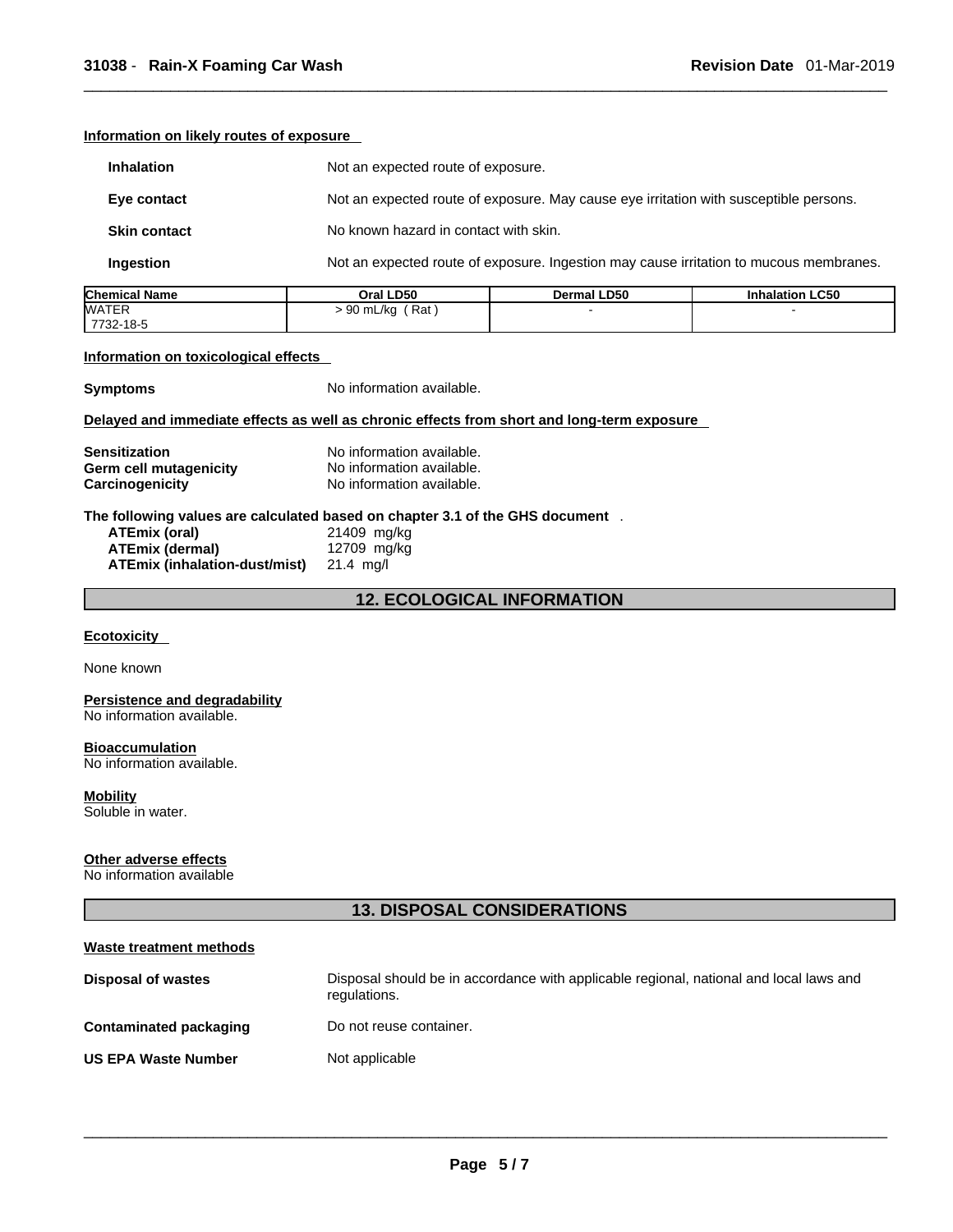**Information on likely routes of exposure**

| | |
|---|---|
| **Inhalation** | Not an expected route of exposure. |
| **Eye contact** | Not an expected route of exposure. May cause eye irritation with susceptible persons. |
| **Skin contact** | No known hazard in contact with skin. |
| **Ingestion** | Not an expected route of exposure. Ingestion may cause irritation to mucous membranes. |

| Chemical Name | Oral LD50 | Dermal LD50 | Inhalation LC50 |
|---|---|---|---|
| WATER<br>7732-18-5 | > 90 mL/kg ( Rat ) | - | - |

**Information on toxicological effects**

**Symptoms** No information available.

**Delayed and immediate effects as well as chronic effects from short and long-term exposure**

| | |
|---|---|
| **Sensitization** | No information available. |
| **Germ cell mutagenicity** | No information available. |
| **Carcinogenicity** | No information available. |

**The following values are calculated based on chapter 3.1 of the GHS document** .

| | |
|---|---|
| **ATEmix (oral)** | 21409 mg/kg |
| **ATEmix (dermal)** | 12709 mg/kg |
| **ATEmix (inhalation-dust/mist)** | 21.4 mg/l |

## 12. ECOLOGICAL INFORMATION

**Ecotoxicity**

None known

**Persistence and degradability**
No information available.

**Bioaccumulation**
No information available.

**Mobility**
Soluble in water.

**Other adverse effects**
No information available

## 13. DISPOSAL CONSIDERATIONS

**Waste treatment methods**

| | |
|---|---|
| **Disposal of wastes** | Disposal should be in accordance with applicable regional, national and local laws and regulations. |
| **Contaminated packaging** | Do not reuse container. |
| **US EPA Waste Number** | Not applicable |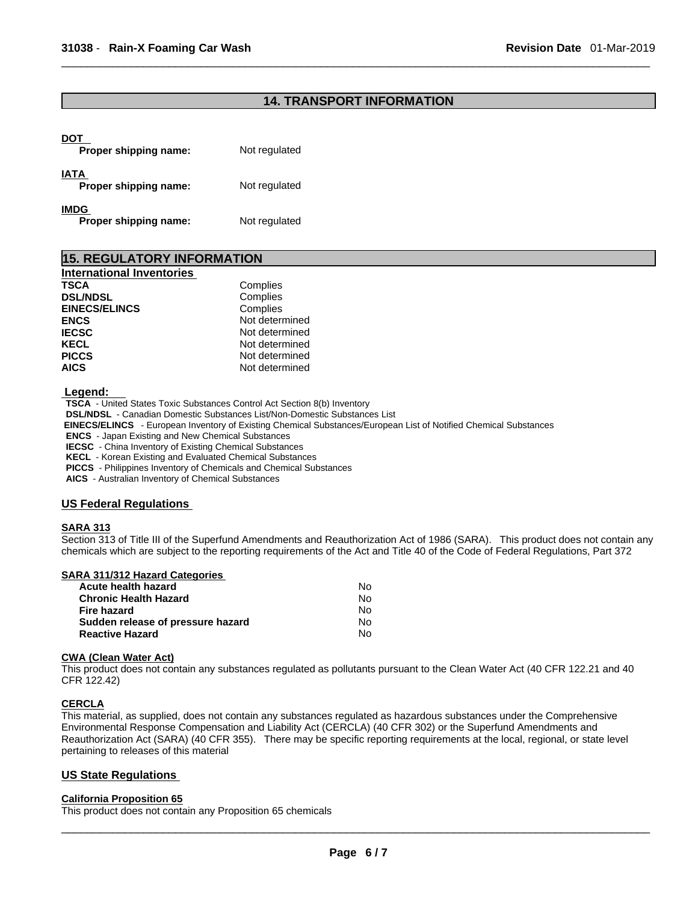## 14. TRANSPORT INFORMATION

**DOT**

| | |
|---|---|
| **Proper shipping name:** | Not regulated |

**IATA**

| | |
|---|---|
| **Proper shipping name:** | Not regulated |

**IMDG**

| | |
|---|---|
| **Proper shipping name:** | Not regulated |

## 15. REGULATORY INFORMATION

**International Inventories**

| | |
|---|---|
| **TSCA** | Complies |
| **DSL/NDSL** | Complies |
| **EINECS/ELINCS** | Complies |
| **ENCS** | Not determined |
| **IECSC** | Not determined |
| **KECL** | Not determined |
| **PICCS** | Not determined |
| **AICS** | Not determined |

**Legend:**

**TSCA** - United States Toxic Substances Control Act Section 8(b) Inventory
**DSL/NDSL** - Canadian Domestic Substances List/Non-Domestic Substances List
**EINECS/ELINCS** - European Inventory of Existing Chemical Substances/European List of Notified Chemical Substances
**ENCS** - Japan Existing and New Chemical Substances
**IECSC** - China Inventory of Existing Chemical Substances
**KECL** - Korean Existing and Evaluated Chemical Substances
**PICCS** - Philippines Inventory of Chemicals and Chemical Substances
**AICS** - Australian Inventory of Chemical Substances

### US Federal Regulations

**SARA 313**

Section 313 of Title III of the Superfund Amendments and Reauthorization Act of 1986 (SARA). This product does not contain any chemicals which are subject to the reporting requirements of the Act and Title 40 of the Code of Federal Regulations, Part 372

**SARA 311/312 Hazard Categories**

| | |
|---|---|
| **Acute health hazard** | No |
| **Chronic Health Hazard** | No |
| **Fire hazard** | No |
| **Sudden release of pressure hazard** | No |
| **Reactive Hazard** | No |

**CWA (Clean Water Act)**

This product does not contain any substances regulated as pollutants pursuant to the Clean Water Act (40 CFR 122.21 and 40 CFR 122.42)

**CERCLA**

This material, as supplied, does not contain any substances regulated as hazardous substances under the Comprehensive Environmental Response Compensation and Liability Act (CERCLA) (40 CFR 302) or the Superfund Amendments and Reauthorization Act (SARA) (40 CFR 355). There may be specific reporting requirements at the local, regional, or state level pertaining to releases of this material

### US State Regulations

**California Proposition 65**

This product does not contain any Proposition 65 chemicals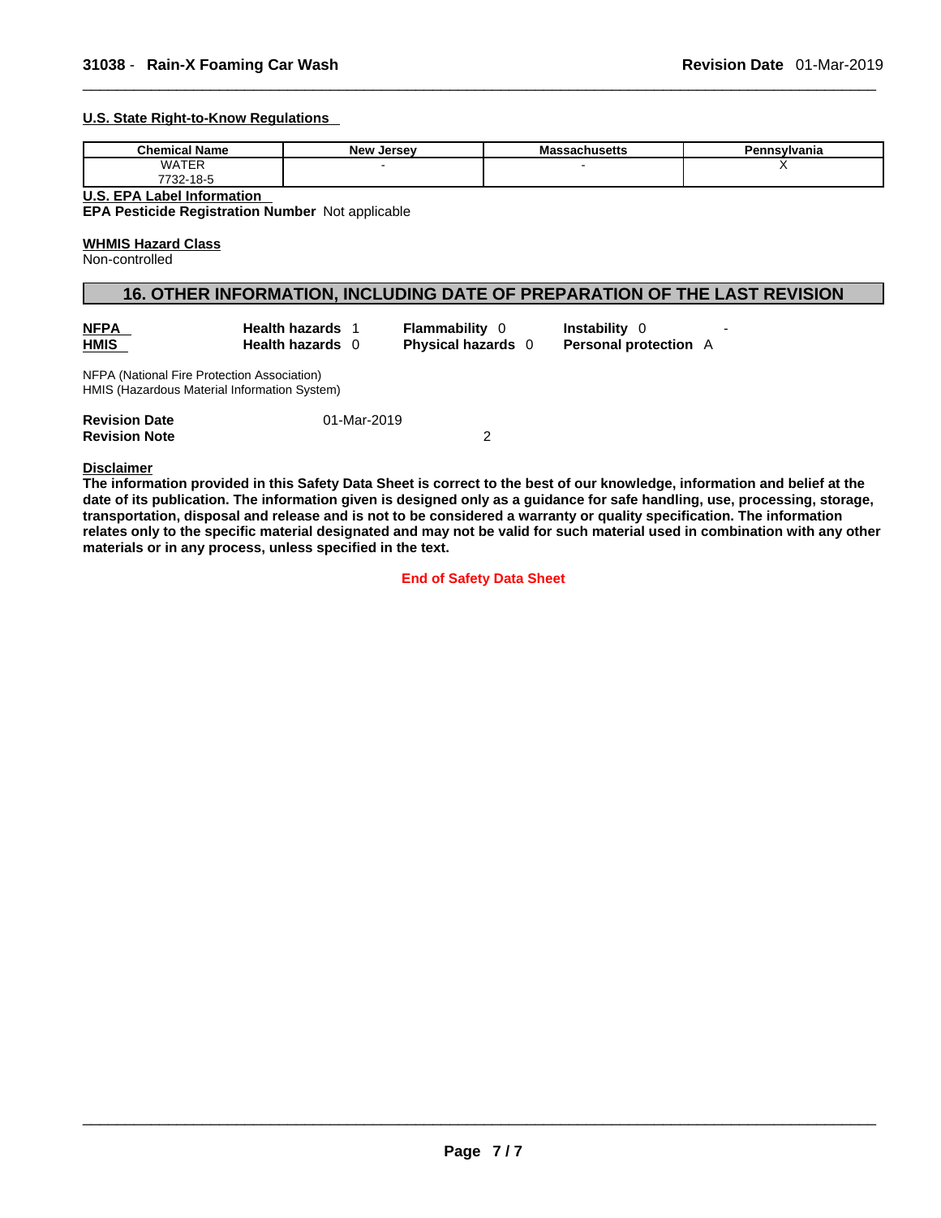#### U.S. State Right-to-Know Regulations

| Chemical Name | New Jersey | Massachusetts | Pennsylvania |
| --- | --- | --- | --- |
| WATER<br>7732-18-5 | - | - | X |

#### U.S. EPA Label Information

**EPA Pesticide Registration Number** Not applicable

#### WHMIS Hazard Class

Non-controlled

## 16. OTHER INFORMATION, INCLUDING DATE OF PREPARATION OF THE LAST REVISION

| | | | | |
| --- | --- | --- | --- | --- |
| **NFPA** | **Health hazards** 1 | **Flammability** 0 | **Instability** 0 | - |
| **HMIS** | **Health hazards** 0 | **Physical hazards** 0 | **Personal protection** A | |

NFPA (National Fire Protection Association)
HMIS (Hazardous Material Information System)

**Revision Date** 01-Mar-2019
**Revision Note** 2

#### Disclaimer

**The information provided in this Safety Data Sheet is correct to the best of our knowledge, information and belief at the date of its publication. The information given is designed only as a guidance for safe handling, use, processing, storage, transportation, disposal and release and is not to be considered a warranty or quality specification. The information relates only to the specific material designated and may not be valid for such material used in combination with any other materials or in any process, unless specified in the text.**

**End of Safety Data Sheet**